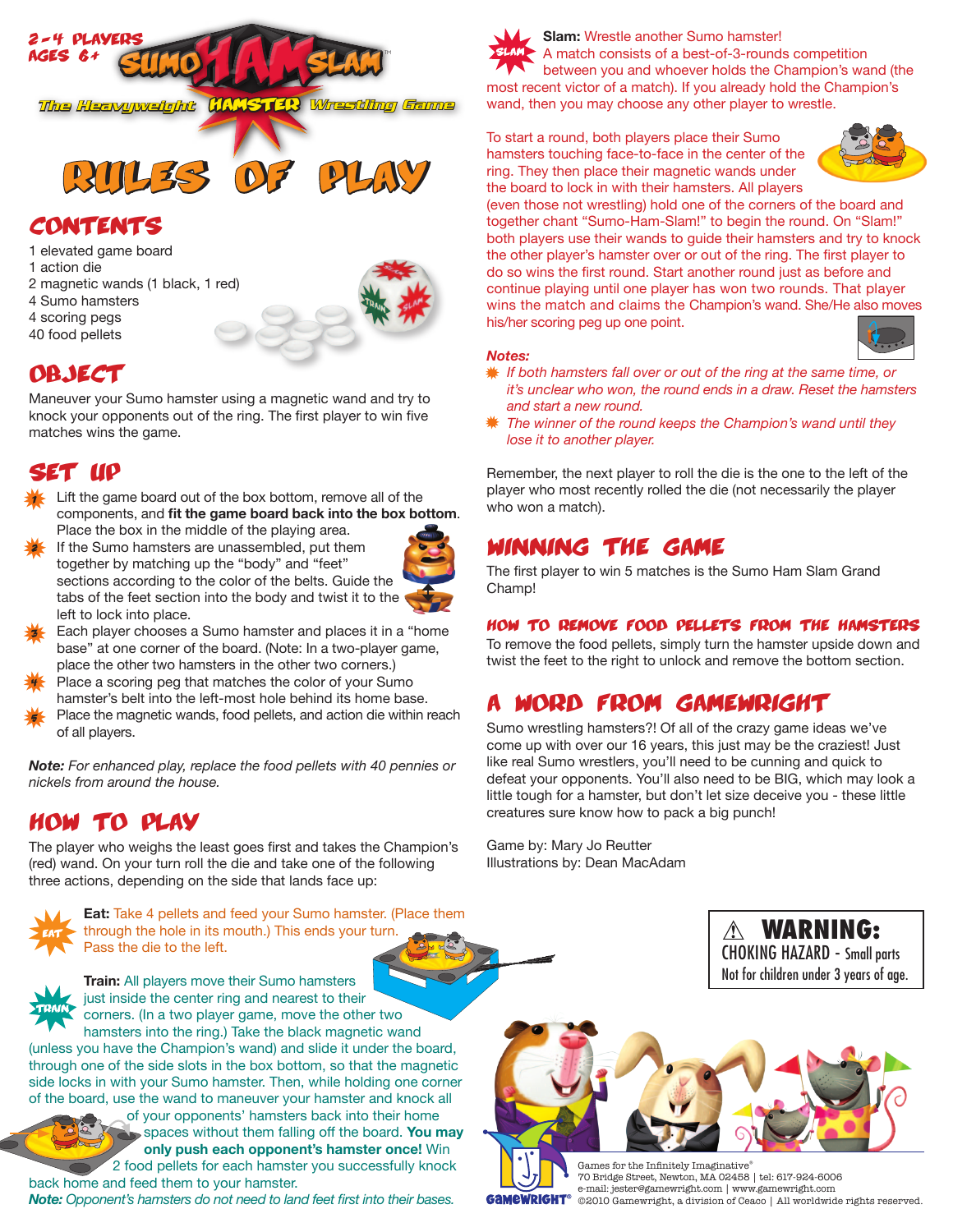2-4 PLAYERS
AGES 6+

# SUMO HAM SLAM™

The Heavyweight HAMSTER Wrestling Game

# RULES OF PLAY

## CONTENTS

1 elevated game board
1 action die
2 magnetic wands (1 black, 1 red)
4 Sumo hamsters
4 scoring pegs
40 food pellets

## OBJECT

Maneuver your Sumo hamster using a magnetic wand and try to knock your opponents out of the ring. The first player to win five matches wins the game.

## SET UP

1. Lift the game board out of the box bottom, remove all of the components, and **fit the game board back into the box bottom**. Place the box in the middle of the playing area.
2. If the Sumo hamsters are unassembled, put them together by matching up the "body" and "feet" sections according to the color of the belts. Guide the tabs of the feet section into the body and twist it to the left to lock into place.
3. Each player chooses a Sumo hamster and places it in a "home base" at one corner of the board. (Note: In a two-player game, place the other two hamsters in the other two corners.)
4. Place a scoring peg that matches the color of your Sumo hamster's belt into the left-most hole behind its home base.
5. Place the magnetic wands, food pellets, and action die within reach of all players.

***Note:*** *For enhanced play, replace the food pellets with 40 pennies or nickels from around the house.*

## HOW TO PLAY

The player who weighs the least goes first and takes the Champion's (red) wand. On your turn roll the die and take one of the following three actions, depending on the side that lands face up:

**Eat:** Take 4 pellets and feed your Sumo hamster. (Place them through the hole in its mouth.) This ends your turn. Pass the die to the left.

**Train:** All players move their Sumo hamsters just inside the center ring and nearest to their corners. (In a two player game, move the other two hamsters into the ring.) Take the black magnetic wand (unless you have the Champion's wand) and slide it under the board, through one of the side slots in the box bottom, so that the magnetic side locks in with your Sumo hamster. Then, while holding one corner of the board, use the wand to maneuver your hamster and knock all of your opponents' hamsters back into their home spaces without them falling off the board. **You may only push each opponent's hamster once!** Win 2 food pellets for each hamster you successfully knock back home and feed them to your hamster.

***Note:*** *Opponent's hamsters do not need to land feet first into their bases.*

**Slam:** Wrestle another Sumo hamster! A match consists of a best-of-3-rounds competition between you and whoever holds the Champion's wand (the most recent victor of a match). If you already hold the Champion's wand, then you may choose any other player to wrestle.

To start a round, both players place their Sumo hamsters touching face-to-face in the center of the ring. They then place their magnetic wands under the board to lock in with their hamsters. All players (even those not wrestling) hold one of the corners of the board and together chant "Sumo-Ham-Slam!" to begin the round. On "Slam!" both players use their wands to guide their hamsters and try to knock the other player's hamster over or out of the ring. The first player to do so wins the first round. Start another round just as before and continue playing until one player has won two rounds. That player wins the match and claims the Champion's wand. She/He also moves his/her scoring peg up one point.

***Notes:***

- *If both hamsters fall over or out of the ring at the same time, or it's unclear who won, the round ends in a draw. Reset the hamsters and start a new round.*
- *The winner of the round keeps the Champion's wand until they lose it to another player.*

Remember, the next player to roll the die is the one to the left of the player who most recently rolled the die (not necessarily the player who won a match).

## WINNING THE GAME

The first player to win 5 matches is the Sumo Ham Slam Grand Champ!

### HOW TO REMOVE FOOD PELLETS FROM THE HAMSTERS

To remove the food pellets, simply turn the hamster upside down and twist the feet to the right to unlock and remove the bottom section.

## A WORD FROM GAMEWRIGHT

Sumo wrestling hamsters?! Of all of the crazy game ideas we've come up with over our 16 years, this just may be the craziest! Just like real Sumo wrestlers, you'll need to be cunning and quick to defeat your opponents. You'll also need to be BIG, which may look a little tough for a hamster, but don't let size deceive you - these little creatures sure know how to pack a big punch!

Game by: Mary Jo Reutter
Illustrations by: Dean MacAdam

⚠ **WARNING:**
CHOKING HAZARD - Small parts
Not for children under 3 years of age.

GAMEWRIGHT®
Games for the Infinitely Imaginative®
70 Bridge Street, Newton, MA 02458 | tel: 617-924-6006
e-mail: jester@gamewright.com | www.gamewright.com
©2010 Gamewright, a division of Ceaco | All worldwide rights reserved.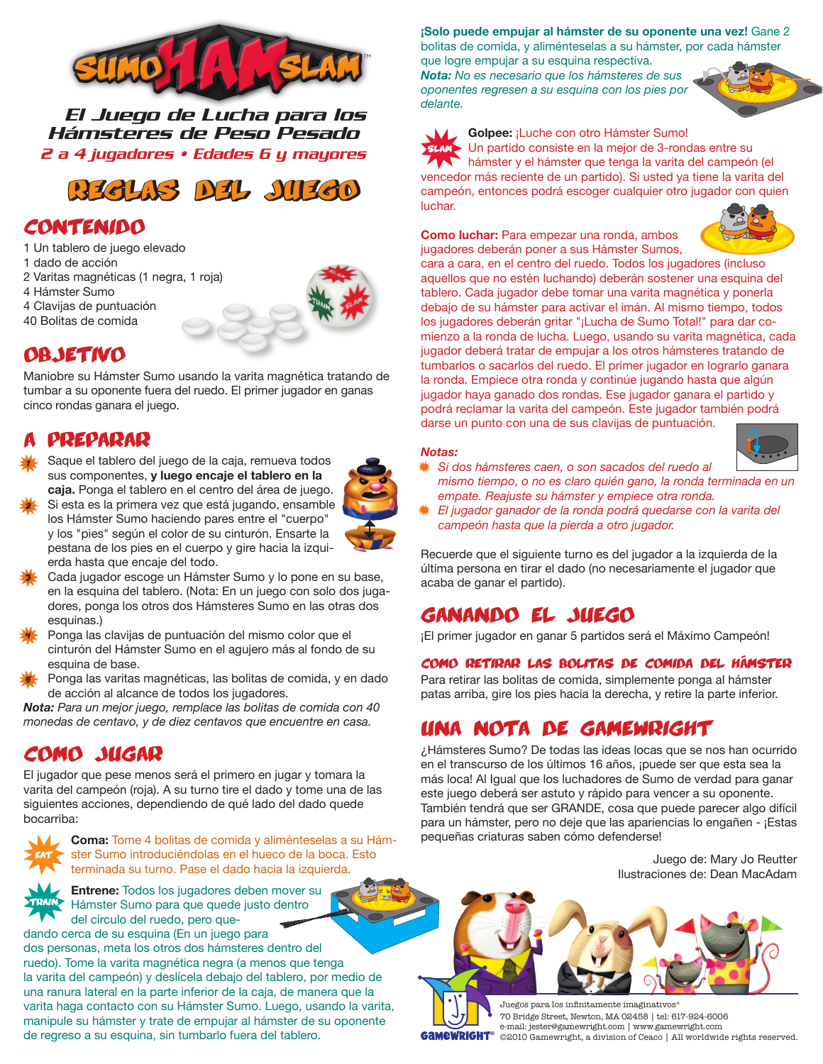# SUMO HAM SLAM™

## El Juego de Lucha para los Hámsteres de Peso Pesado

*2 a 4 jugadores • Edades 6 y mayores*

# REGLAS DEL JUEGO

## CONTENIDO

1 Un tablero de juego elevado
1 dado de acción
2 Varitas magnéticas (1 negra, 1 roja)
4 Hámster Sumo
4 Clavijas de puntuación
40 Bolitas de comida

## OBJETIVO

Maniobre su Hámster Sumo usando la varita magnética tratando de tumbar a su oponente fuera del ruedo. El primer jugador en ganas cinco rondas ganara el juego.

## A PREPARAR

1. Saque el tablero del juego de la caja, remueva todos sus componentes, **y luego encaje el tablero en la caja.** Ponga el tablero en el centro del área de juego.
2. Si esta es la primera vez que está jugando, ensamble los Hámster Sumo haciendo pares entre el "cuerpo" y los "pies" según el color de su cinturón. Ensarte la pestana de los pies en el cuerpo y gire hacia la izquierda hasta que encaje del todo.
3. Cada jugador escoge un Hámster Sumo y lo pone en su base, en la esquina del tablero. (Nota: En un juego con solo dos jugadores, ponga los otros dos Hámsteres Sumo en las otras dos esquinas.)
4. Ponga las clavijas de puntuación del mismo color que el cinturón del Hámster Sumo en el agujero más al fondo de su esquina de base.
5. Ponga las varitas magnéticas, las bolitas de comida, y en dado de acción al alcance de todos los jugadores.

***Nota:** Para un mejor juego, remplace las bolitas de comida con 40 monedas de centavo, y de diez centavos que encuentre en casa.*

## COMO JUGAR

El jugador que pese menos será el primero en jugar y tomara la varita del campeón (roja). A su turno tire el dado y tome una de las siguientes acciones, dependiendo de qué lado del dado quede bocarriba:

**Coma:** Tome 4 bolitas de comida y aliménteselas a su Hámster Sumo introduciéndolas en el hueco de la boca. Esto terminada su turno. Pase el dado hacia la izquierda.

**Entrene:** Todos los jugadores deben mover su Hámster Sumo para que quede justo dentro del círculo del ruedo, pero quedando cerca de su esquina (En un juego para dos personas, meta los otros dos hámsteres dentro del ruedo). Tome la varita magnética negra (a menos que tenga la varita del campeón) y deslícela debajo del tablero, por medio de una ranura lateral en la parte inferior de la caja, de manera que la varita haga contacto con su Hámster Sumo. Luego, usando la varita, manipule su hámster y trate de empujar al hámster de su oponente de regreso a su esquina, sin tumbarlo fuera del tablero. **¡Solo puede empujar al hámster de su oponente una vez!** Gane 2 bolitas de comida, y aliménteselas a su hámster, por cada hámster que logre empujar a su esquina respectiva.

***Nota:** No es necesario que los hámsteres de sus oponentes regresen a su esquina con los pies por delante.*

**Golpee:** ¡Luche con otro Hámster Sumo! Un partido consiste en la mejor de 3-rondas entre su hámster y el hámster que tenga la varita del campeón (el vencedor más reciente de un partido). Si usted ya tiene la varita del campeón, entonces podrá escoger cualquier otro jugador con quien luchar.

**Como luchar:** Para empezar una ronda, ambos jugadores deberán poner a sus Hámster Sumos, cara a cara, en el centro del ruedo. Todos los jugadores (incluso aquellos que no estén luchando) deberán sostener una esquina del tablero. Cada jugador debe tomar una varita magnética y ponerla debajo de su hámster para activar el imán. Al mismo tiempo, todos los jugadores deberán gritar "¡Lucha de Sumo Total!" para dar comienzo a la ronda de lucha. Luego, usando su varita magnética, cada jugador deberá tratar de empujar a los otros hámsteres tratando de tumbarlos o sacarlos del ruedo. El primer jugador en lograrlo ganara la ronda. Empiece otra ronda y continúe jugando hasta que algún jugador haya ganado dos rondas. Ese jugador ganara el partido y podrá reclamar la varita del campeón. Este jugador también podrá darse un punto con una de sus clavijas de puntuación.

***Notas:***

- *Si dos hámsteres caen, o son sacados del ruedo al mismo tiempo, o no es claro quién gano, la ronda terminada en un empate. Reajuste su hámster y empiece otra ronda.*
- *El jugador ganador de la ronda podrá quedarse con la varita del campeón hasta que la pierda a otro jugador.*

Recuerde que el siguiente turno es del jugador a la izquierda de la última persona en tirar el dado (no necesariamente el jugador que acaba de ganar el partido).

## GANANDO EL JUEGO

¡El primer jugador en ganar 5 partidos será el Máximo Campeón!

### COMO RETIRAR LAS BOLITAS DE COMIDA DEL HÁMSTER

Para retirar las bolitas de comida, simplemente ponga al hámster patas arriba, gire los pies hacia la derecha, y retire la parte inferior.

## UNA NOTA DE GAMEWRIGHT

¿Hámsteres Sumo? De todas las ideas locas que se nos han ocurrido en el transcurso de los últimos 16 años, ¡puede ser que esta sea la más loca! Al Igual que los luchadores de Sumo de verdad para ganar este juego deberá ser astuto y rápido para vencer a su oponente. También tendrá que ser GRANDE, cosa que puede parecer algo difícil para un hámster, pero no deje que las apariencias lo engañen - ¡Estas pequeñas criaturas saben cómo defenderse!

Juego de: Mary Jo Reutter
Ilustraciones de: Dean MacAdam

GAMEWRIGHT®
Juegos para los infinitamente imaginativos®
70 Bridge Street, Newton, MA 02458 | tel: 617-924-6006
e-mail: jester@gamewright.com | www.gamewright.com
©2010 Gamewright, a division of Ceaco | All worldwide rights reserved.